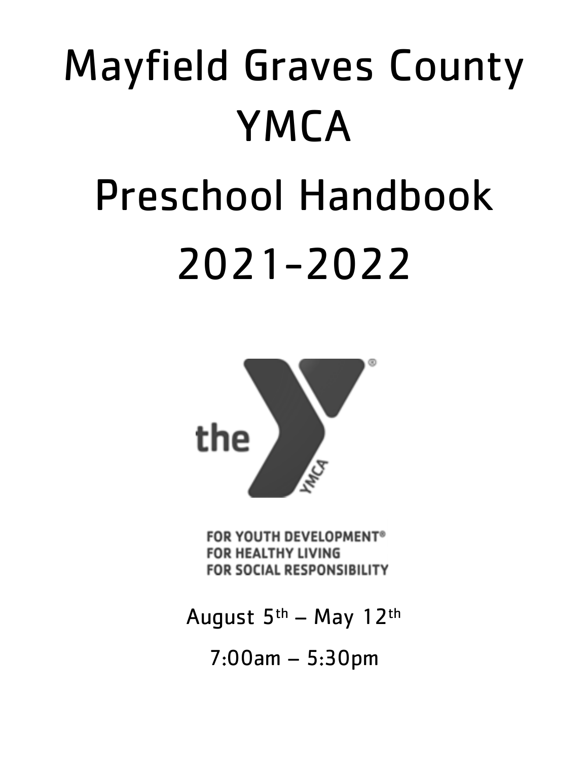# Mayfield Graves County YMCA

# Preschool Handbook

# 2021-2022

FOR YOUTH DEVELOPMENT®
FOR HEALTHY LIVING
FOR SOCIAL RESPONSIBILITY

August 5th – May 12th

7:00am – 5:30pm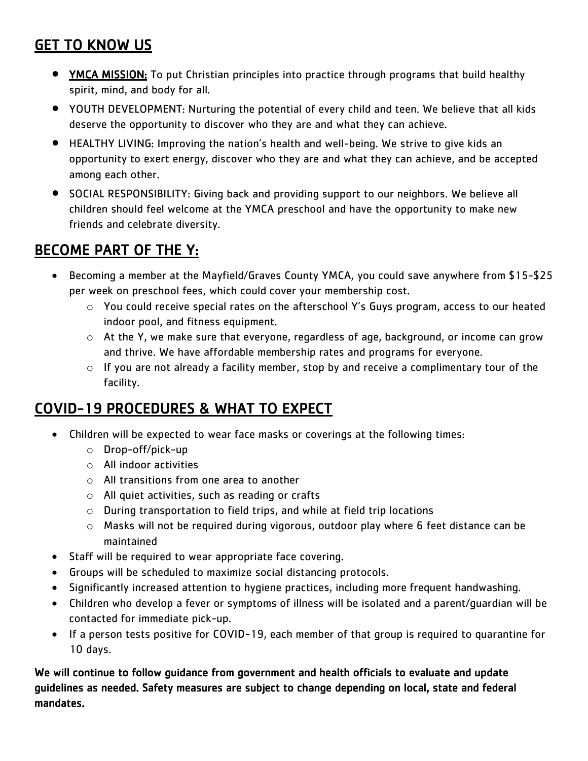## GET TO KNOW US

- **YMCA MISSION:** To put Christian principles into practice through programs that build healthy spirit, mind, and body for all.
- YOUTH DEVELOPMENT: Nurturing the potential of every child and teen. We believe that all kids deserve the opportunity to discover who they are and what they can achieve.
- HEALTHY LIVING: Improving the nation's health and well-being. We strive to give kids an opportunity to exert energy, discover who they are and what they can achieve, and be accepted among each other.
- SOCIAL RESPONSIBILITY: Giving back and providing support to our neighbors. We believe all children should feel welcome at the YMCA preschool and have the opportunity to make new friends and celebrate diversity.

## BECOME PART OF THE Y:

- Becoming a member at the Mayfield/Graves County YMCA, you could save anywhere from $15-$25 per week on preschool fees, which could cover your membership cost.
  - You could receive special rates on the afterschool Y's Guys program, access to our heated indoor pool, and fitness equipment.
  - At the Y, we make sure that everyone, regardless of age, background, or income can grow and thrive. We have affordable membership rates and programs for everyone.
  - If you are not already a facility member, stop by and receive a complimentary tour of the facility.

## COVID-19 PROCEDURES & WHAT TO EXPECT

- Children will be expected to wear face masks or coverings at the following times:
  - Drop-off/pick-up
  - All indoor activities
  - All transitions from one area to another
  - All quiet activities, such as reading or crafts
  - During transportation to field trips, and while at field trip locations
  - Masks will not be required during vigorous, outdoor play where 6 feet distance can be maintained
- Staff will be required to wear appropriate face covering.
- Groups will be scheduled to maximize social distancing protocols.
- Significantly increased attention to hygiene practices, including more frequent handwashing.
- Children who develop a fever or symptoms of illness will be isolated and a parent/guardian will be contacted for immediate pick-up.
- If a person tests positive for COVID-19, each member of that group is required to quarantine for 10 days.

**We will continue to follow guidance from government and health officials to evaluate and update guidelines as needed. Safety measures are subject to change depending on local, state and federal mandates.**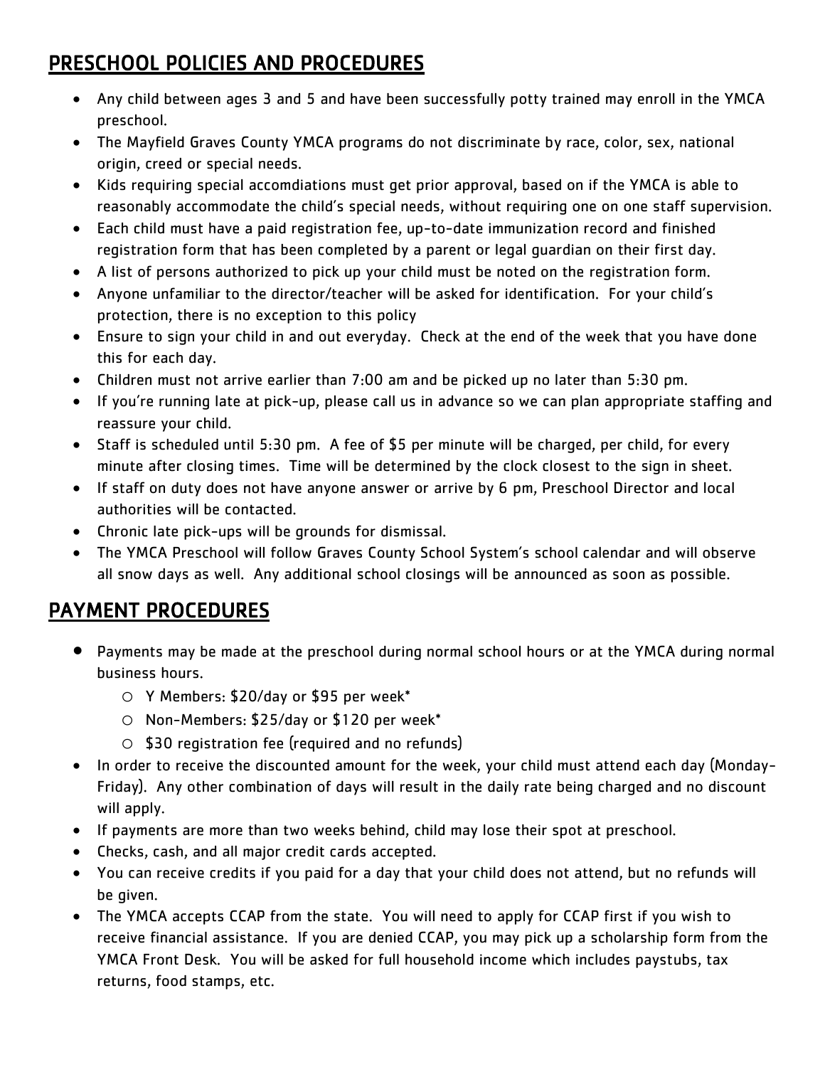## PRESCHOOL POLICIES AND PROCEDURES

- Any child between ages 3 and 5 and have been successfully potty trained may enroll in the YMCA preschool.
- The Mayfield Graves County YMCA programs do not discriminate by race, color, sex, national origin, creed or special needs.
- Kids requiring special accomdiations must get prior approval, based on if the YMCA is able to reasonably accommodate the child's special needs, without requiring one on one staff supervision.
- Each child must have a paid registration fee, up-to-date immunization record and finished registration form that has been completed by a parent or legal guardian on their first day.
- A list of persons authorized to pick up your child must be noted on the registration form.
- Anyone unfamiliar to the director/teacher will be asked for identification. For your child's protection, there is no exception to this policy
- Ensure to sign your child in and out everyday. Check at the end of the week that you have done this for each day.
- Children must not arrive earlier than 7:00 am and be picked up no later than 5:30 pm.
- If you're running late at pick-up, please call us in advance so we can plan appropriate staffing and reassure your child.
- Staff is scheduled until 5:30 pm. A fee of $5 per minute will be charged, per child, for every minute after closing times. Time will be determined by the clock closest to the sign in sheet.
- If staff on duty does not have anyone answer or arrive by 6 pm, Preschool Director and local authorities will be contacted.
- Chronic late pick-ups will be grounds for dismissal.
- The YMCA Preschool will follow Graves County School System's school calendar and will observe all snow days as well. Any additional school closings will be announced as soon as possible.

## PAYMENT PROCEDURES

- Payments may be made at the preschool during normal school hours or at the YMCA during normal business hours.
  - Y Members: $20/day or $95 per week*
  - Non-Members: $25/day or $120 per week*
  - $30 registration fee (required and no refunds)
- In order to receive the discounted amount for the week, your child must attend each day (Monday-Friday). Any other combination of days will result in the daily rate being charged and no discount will apply.
- If payments are more than two weeks behind, child may lose their spot at preschool.
- Checks, cash, and all major credit cards accepted.
- You can receive credits if you paid for a day that your child does not attend, but no refunds will be given.
- The YMCA accepts CCAP from the state. You will need to apply for CCAP first if you wish to receive financial assistance. If you are denied CCAP, you may pick up a scholarship form from the YMCA Front Desk. You will be asked for full household income which includes paystubs, tax returns, food stamps, etc.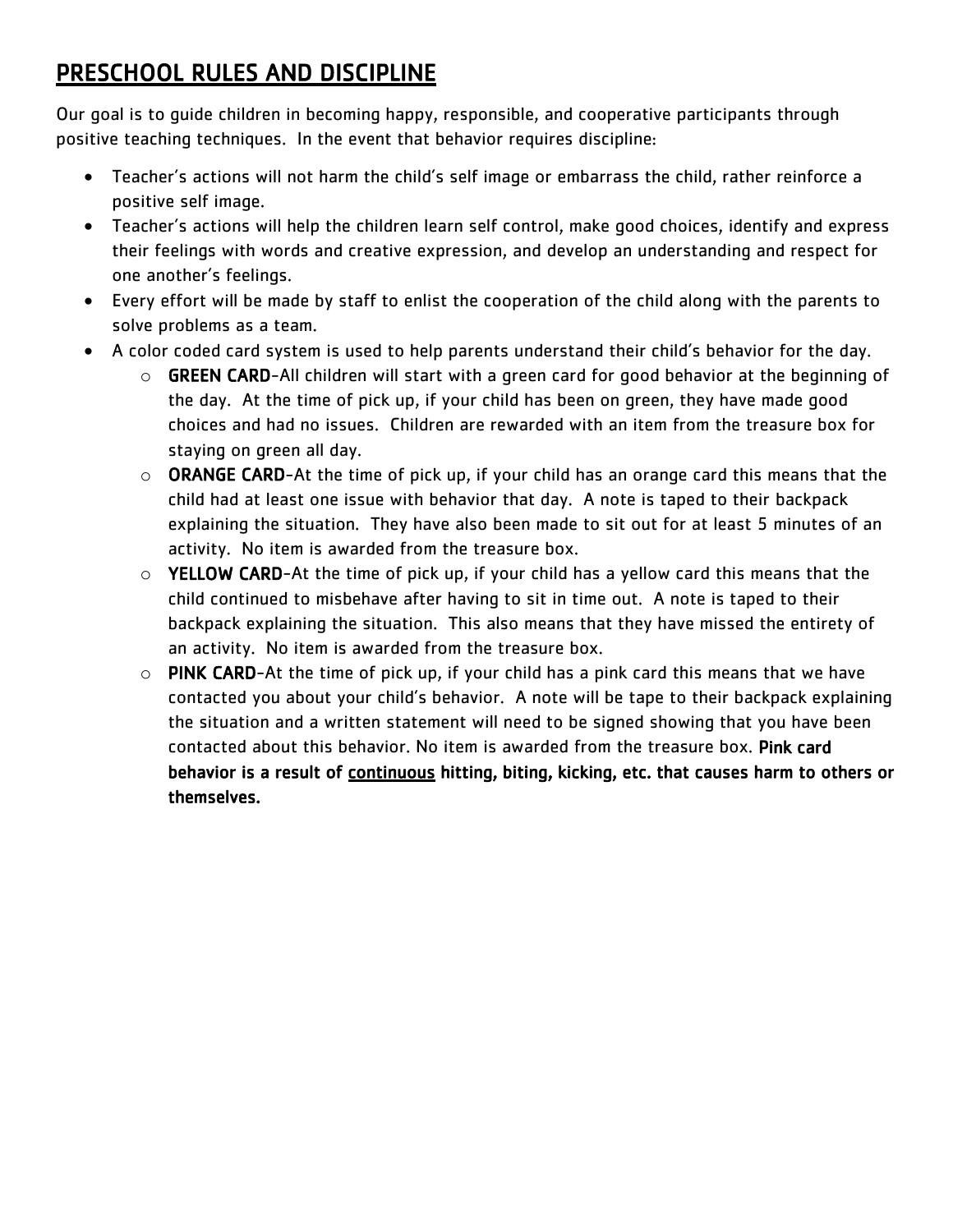## PRESCHOOL RULES AND DISCIPLINE

Our goal is to guide children in becoming happy, responsible, and cooperative participants through positive teaching techniques. In the event that behavior requires discipline:

- Teacher's actions will not harm the child's self image or embarrass the child, rather reinforce a positive self image.
- Teacher's actions will help the children learn self control, make good choices, identify and express their feelings with words and creative expression, and develop an understanding and respect for one another's feelings.
- Every effort will be made by staff to enlist the cooperation of the child along with the parents to solve problems as a team.
- A color coded card system is used to help parents understand their child's behavior for the day.
  - **GREEN CARD**-All children will start with a green card for good behavior at the beginning of the day. At the time of pick up, if your child has been on green, they have made good choices and had no issues. Children are rewarded with an item from the treasure box for staying on green all day.
  - **ORANGE CARD**-At the time of pick up, if your child has an orange card this means that the child had at least one issue with behavior that day. A note is taped to their backpack explaining the situation. They have also been made to sit out for at least 5 minutes of an activity. No item is awarded from the treasure box.
  - **YELLOW CARD**-At the time of pick up, if your child has a yellow card this means that the child continued to misbehave after having to sit in time out. A note is taped to their backpack explaining the situation. This also means that they have missed the entirety of an activity. No item is awarded from the treasure box.
  - **PINK CARD**-At the time of pick up, if your child has a pink card this means that we have contacted you about your child's behavior. A note will be tape to their backpack explaining the situation and a written statement will need to be signed showing that you have been contacted about this behavior. No item is awarded from the treasure box. **Pink card behavior is a result of <u>continuous</u> hitting, biting, kicking, etc. that causes harm to others or themselves.**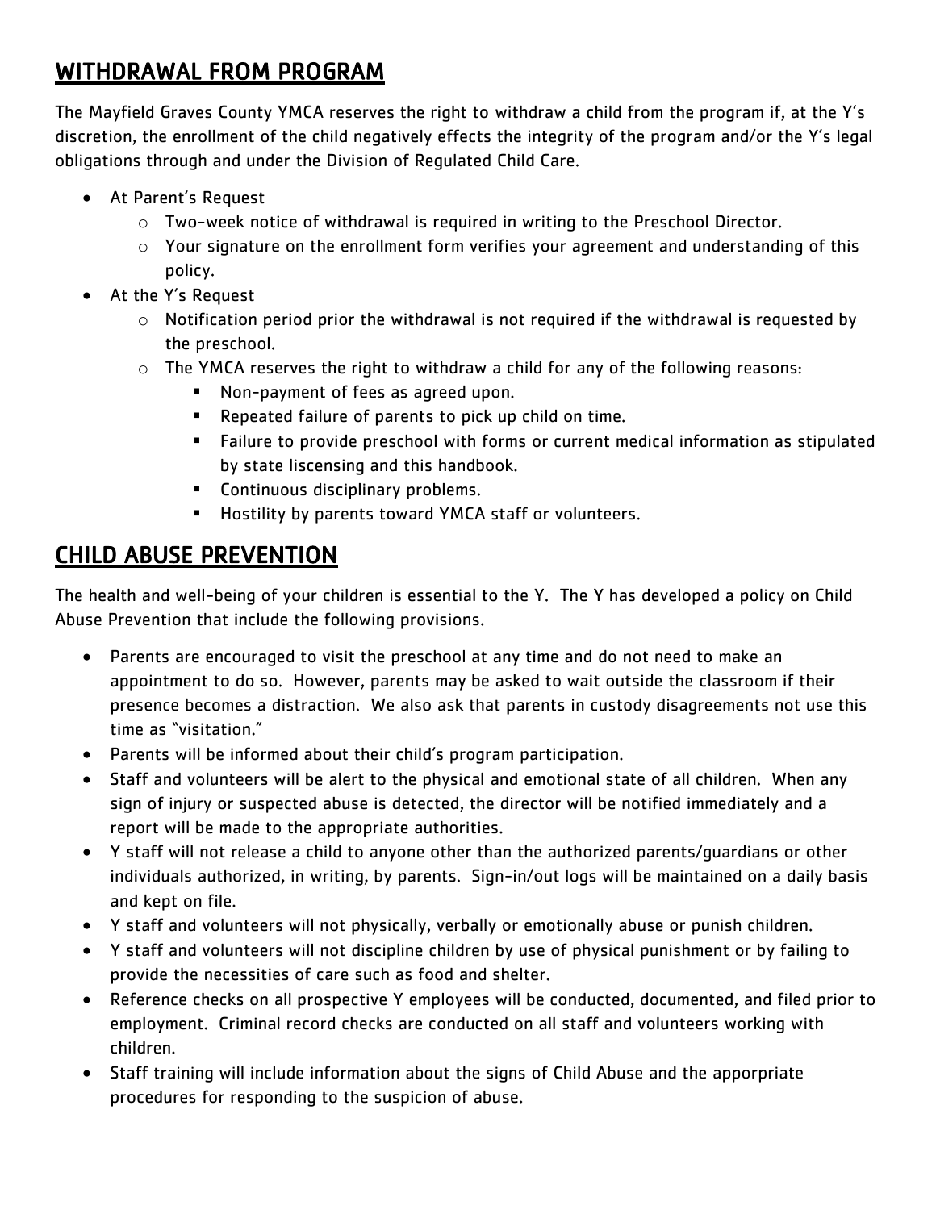## WITHDRAWAL FROM PROGRAM

The Mayfield Graves County YMCA reserves the right to withdraw a child from the program if, at the Y's discretion, the enrollment of the child negatively effects the integrity of the program and/or the Y's legal obligations through and under the Division of Regulated Child Care.

- At Parent's Request
  - Two-week notice of withdrawal is required in writing to the Preschool Director.
  - Your signature on the enrollment form verifies your agreement and understanding of this policy.
- At the Y's Request
  - Notification period prior the withdrawal is not required if the withdrawal is requested by the preschool.
  - The YMCA reserves the right to withdraw a child for any of the following reasons:
    - Non-payment of fees as agreed upon.
    - Repeated failure of parents to pick up child on time.
    - Failure to provide preschool with forms or current medical information as stipulated by state liscensing and this handbook.
    - Continuous disciplinary problems.
    - Hostility by parents toward YMCA staff or volunteers.

## CHILD ABUSE PREVENTION

The health and well-being of your children is essential to the Y. The Y has developed a policy on Child Abuse Prevention that include the following provisions.

- Parents are encouraged to visit the preschool at any time and do not need to make an appointment to do so. However, parents may be asked to wait outside the classroom if their presence becomes a distraction. We also ask that parents in custody disagreements not use this time as "visitation."
- Parents will be informed about their child's program participation.
- Staff and volunteers will be alert to the physical and emotional state of all children. When any sign of injury or suspected abuse is detected, the director will be notified immediately and a report will be made to the appropriate authorities.
- Y staff will not release a child to anyone other than the authorized parents/guardians or other individuals authorized, in writing, by parents. Sign-in/out logs will be maintained on a daily basis and kept on file.
- Y staff and volunteers will not physically, verbally or emotionally abuse or punish children.
- Y staff and volunteers will not discipline children by use of physical punishment or by failing to provide the necessities of care such as food and shelter.
- Reference checks on all prospective Y employees will be conducted, documented, and filed prior to employment. Criminal record checks are conducted on all staff and volunteers working with children.
- Staff training will include information about the signs of Child Abuse and the apporpriate procedures for responding to the suspicion of abuse.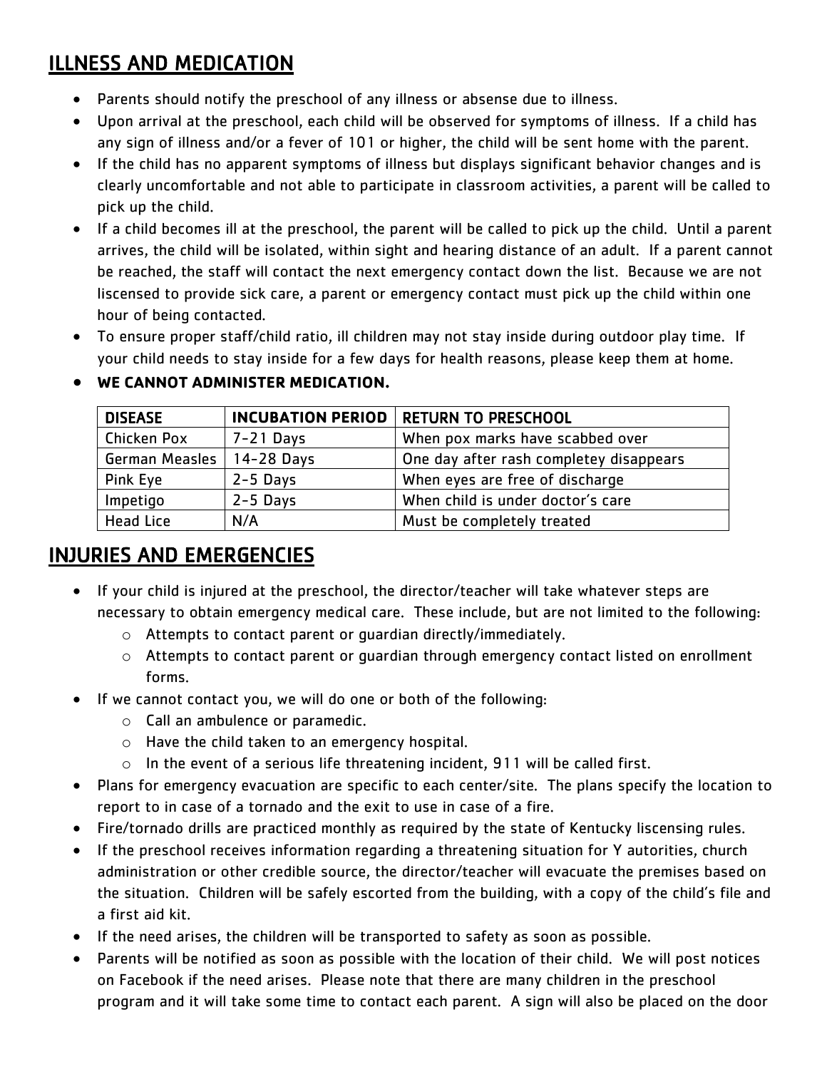## ILLNESS AND MEDICATION

- Parents should notify the preschool of any illness or absense due to illness.
- Upon arrival at the preschool, each child will be observed for symptoms of illness. If a child has any sign of illness and/or a fever of 101 or higher, the child will be sent home with the parent.
- If the child has no apparent symptoms of illness but displays significant behavior changes and is clearly uncomfortable and not able to participate in classroom activities, a parent will be called to pick up the child.
- If a child becomes ill at the preschool, the parent will be called to pick up the child. Until a parent arrives, the child will be isolated, within sight and hearing distance of an adult. If a parent cannot be reached, the staff will contact the next emergency contact down the list. Because we are not liscensed to provide sick care, a parent or emergency contact must pick up the child within one hour of being contacted.
- To ensure proper staff/child ratio, ill children may not stay inside during outdoor play time. If your child needs to stay inside for a few days for health reasons, please keep them at home.
- **WE CANNOT ADMINISTER MEDICATION.**

| DISEASE | INCUBATION PERIOD | RETURN TO PRESCHOOL |
|---|---|---|
| Chicken Pox | 7-21 Days | When pox marks have scabbed over |
| German Measles | 14-28 Days | One day after rash completey disappears |
| Pink Eye | 2-5 Days | When eyes are free of discharge |
| Impetigo | 2-5 Days | When child is under doctor's care |
| Head Lice | N/A | Must be completely treated |

## INJURIES AND EMERGENCIES

- If your child is injured at the preschool, the director/teacher will take whatever steps are necessary to obtain emergency medical care. These include, but are not limited to the following:
  - Attempts to contact parent or guardian directly/immediately.
  - Attempts to contact parent or guardian through emergency contact listed on enrollment forms.
- If we cannot contact you, we will do one or both of the following:
  - Call an ambulence or paramedic.
  - Have the child taken to an emergency hospital.
  - In the event of a serious life threatening incident, 911 will be called first.
- Plans for emergency evacuation are specific to each center/site. The plans specify the location to report to in case of a tornado and the exit to use in case of a fire.
- Fire/tornado drills are practiced monthly as required by the state of Kentucky liscensing rules.
- If the preschool receives information regarding a threatening situation for Y autorities, church administration or other credible source, the director/teacher will evacuate the premises based on the situation. Children will be safely escorted from the building, with a copy of the child's file and a first aid kit.
- If the need arises, the children will be transported to safety as soon as possible.
- Parents will be notified as soon as possible with the location of their child. We will post notices on Facebook if the need arises. Please note that there are many children in the preschool program and it will take some time to contact each parent. A sign will also be placed on the door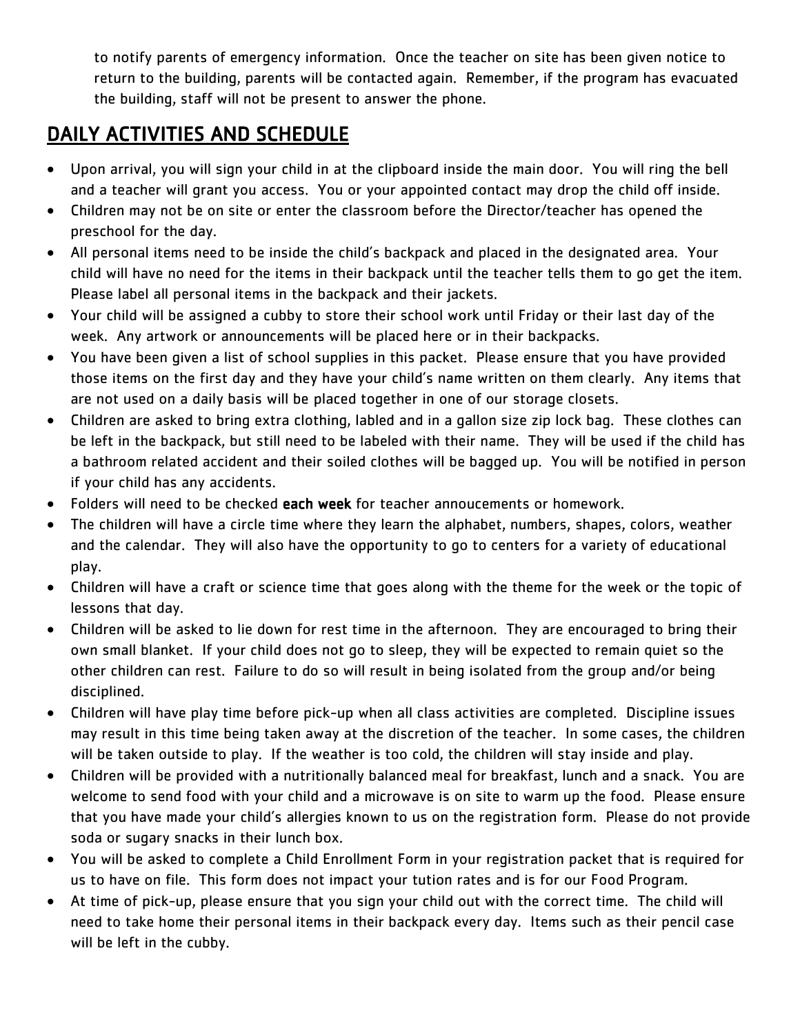to notify parents of emergency information. Once the teacher on site has been given notice to return to the building, parents will be contacted again. Remember, if the program has evacuated the building, staff will not be present to answer the phone.

## DAILY ACTIVITIES AND SCHEDULE

- Upon arrival, you will sign your child in at the clipboard inside the main door. You will ring the bell and a teacher will grant you access. You or your appointed contact may drop the child off inside.
- Children may not be on site or enter the classroom before the Director/teacher has opened the preschool for the day.
- All personal items need to be inside the child's backpack and placed in the designated area. Your child will have no need for the items in their backpack until the teacher tells them to go get the item. Please label all personal items in the backpack and their jackets.
- Your child will be assigned a cubby to store their school work until Friday or their last day of the week. Any artwork or announcements will be placed here or in their backpacks.
- You have been given a list of school supplies in this packet. Please ensure that you have provided those items on the first day and they have your child's name written on them clearly. Any items that are not used on a daily basis will be placed together in one of our storage closets.
- Children are asked to bring extra clothing, labled and in a gallon size zip lock bag. These clothes can be left in the backpack, but still need to be labeled with their name. They will be used if the child has a bathroom related accident and their soiled clothes will be bagged up. You will be notified in person if your child has any accidents.
- Folders will need to be checked **each week** for teacher annoucements or homework.
- The children will have a circle time where they learn the alphabet, numbers, shapes, colors, weather and the calendar. They will also have the opportunity to go to centers for a variety of educational play.
- Children will have a craft or science time that goes along with the theme for the week or the topic of lessons that day.
- Children will be asked to lie down for rest time in the afternoon. They are encouraged to bring their own small blanket. If your child does not go to sleep, they will be expected to remain quiet so the other children can rest. Failure to do so will result in being isolated from the group and/or being disciplined.
- Children will have play time before pick-up when all class activities are completed. Discipline issues may result in this time being taken away at the discretion of the teacher. In some cases, the children will be taken outside to play. If the weather is too cold, the children will stay inside and play.
- Children will be provided with a nutritionally balanced meal for breakfast, lunch and a snack. You are welcome to send food with your child and a microwave is on site to warm up the food. Please ensure that you have made your child's allergies known to us on the registration form. Please do not provide soda or sugary snacks in their lunch box.
- You will be asked to complete a Child Enrollment Form in your registration packet that is required for us to have on file. This form does not impact your tution rates and is for our Food Program.
- At time of pick-up, please ensure that you sign your child out with the correct time. The child will need to take home their personal items in their backpack every day. Items such as their pencil case will be left in the cubby.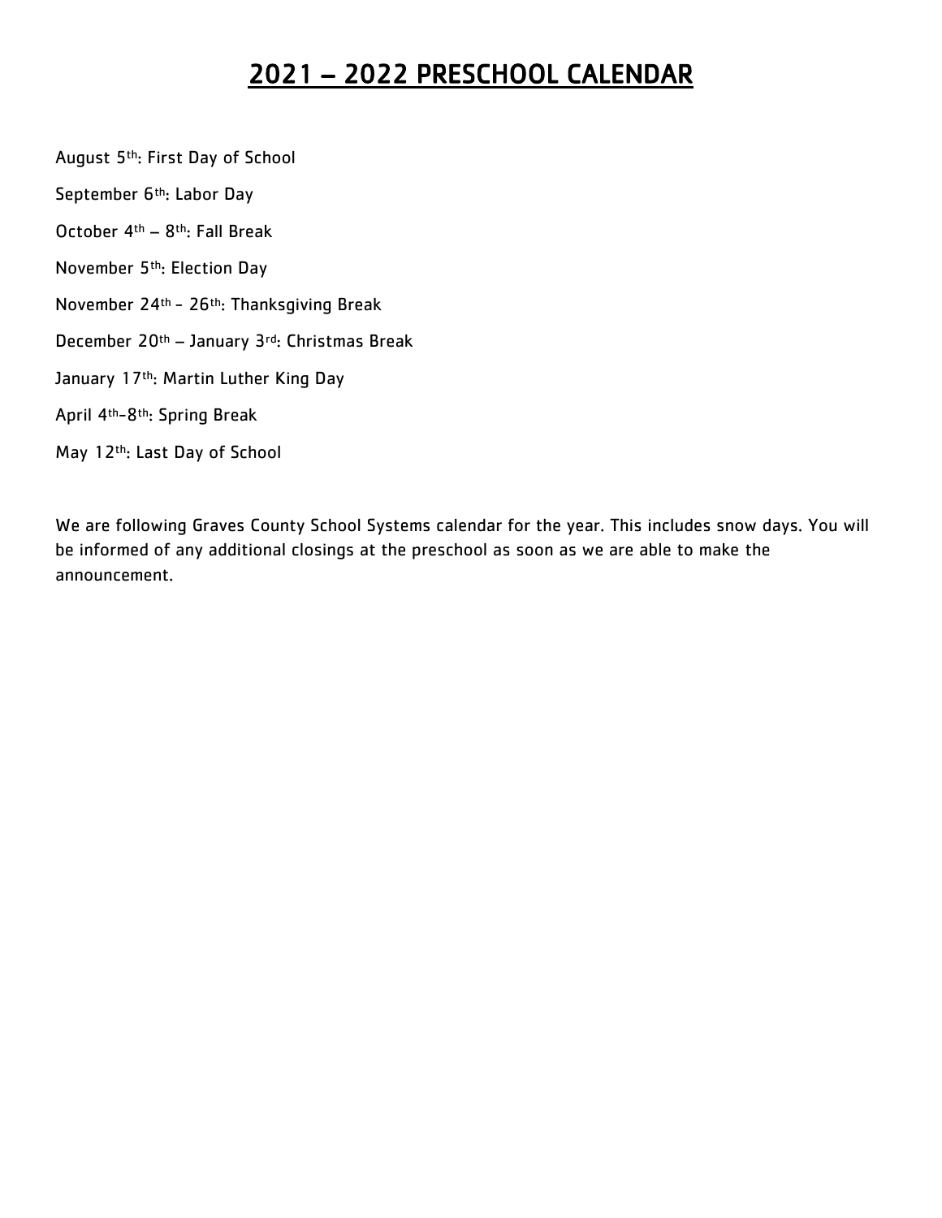# 2021 – 2022 PRESCHOOL CALENDAR

August 5th: First Day of School

September 6th: Labor Day

October 4th – 8th: Fall Break

November 5th: Election Day

November 24th - 26th: Thanksgiving Break

December 20th – January 3rd: Christmas Break

January 17th: Martin Luther King Day

April 4th-8th: Spring Break

May 12th: Last Day of School

We are following Graves County School Systems calendar for the year. This includes snow days. You will be informed of any additional closings at the preschool as soon as we are able to make the announcement.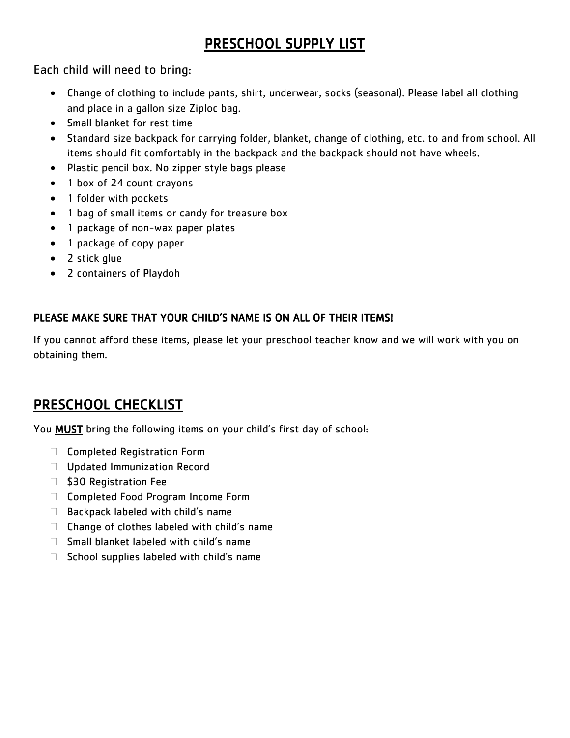# PRESCHOOL SUPPLY LIST

Each child will need to bring:

- Change of clothing to include pants, shirt, underwear, socks (seasonal). Please label all clothing and place in a gallon size Ziploc bag.
- Small blanket for rest time
- Standard size backpack for carrying folder, blanket, change of clothing, etc. to and from school. All items should fit comfortably in the backpack and the backpack should not have wheels.
- Plastic pencil box. No zipper style bags please
- 1 box of 24 count crayons
- 1 folder with pockets
- 1 bag of small items or candy for treasure box
- 1 package of non-wax paper plates
- 1 package of copy paper
- 2 stick glue
- 2 containers of Playdoh

**PLEASE MAKE SURE THAT YOUR CHILD'S NAME IS ON ALL OF THEIR ITEMS!**

If you cannot afford these items, please let your preschool teacher know and we will work with you on obtaining them.

# PRESCHOOL CHECKLIST

You **MUST** bring the following items on your child's first day of school:

- [ ] Completed Registration Form
- [ ] Updated Immunization Record
- [ ] $30 Registration Fee
- [ ] Completed Food Program Income Form
- [ ] Backpack labeled with child's name
- [ ] Change of clothes labeled with child's name
- [ ] Small blanket labeled with child's name
- [ ] School supplies labeled with child's name